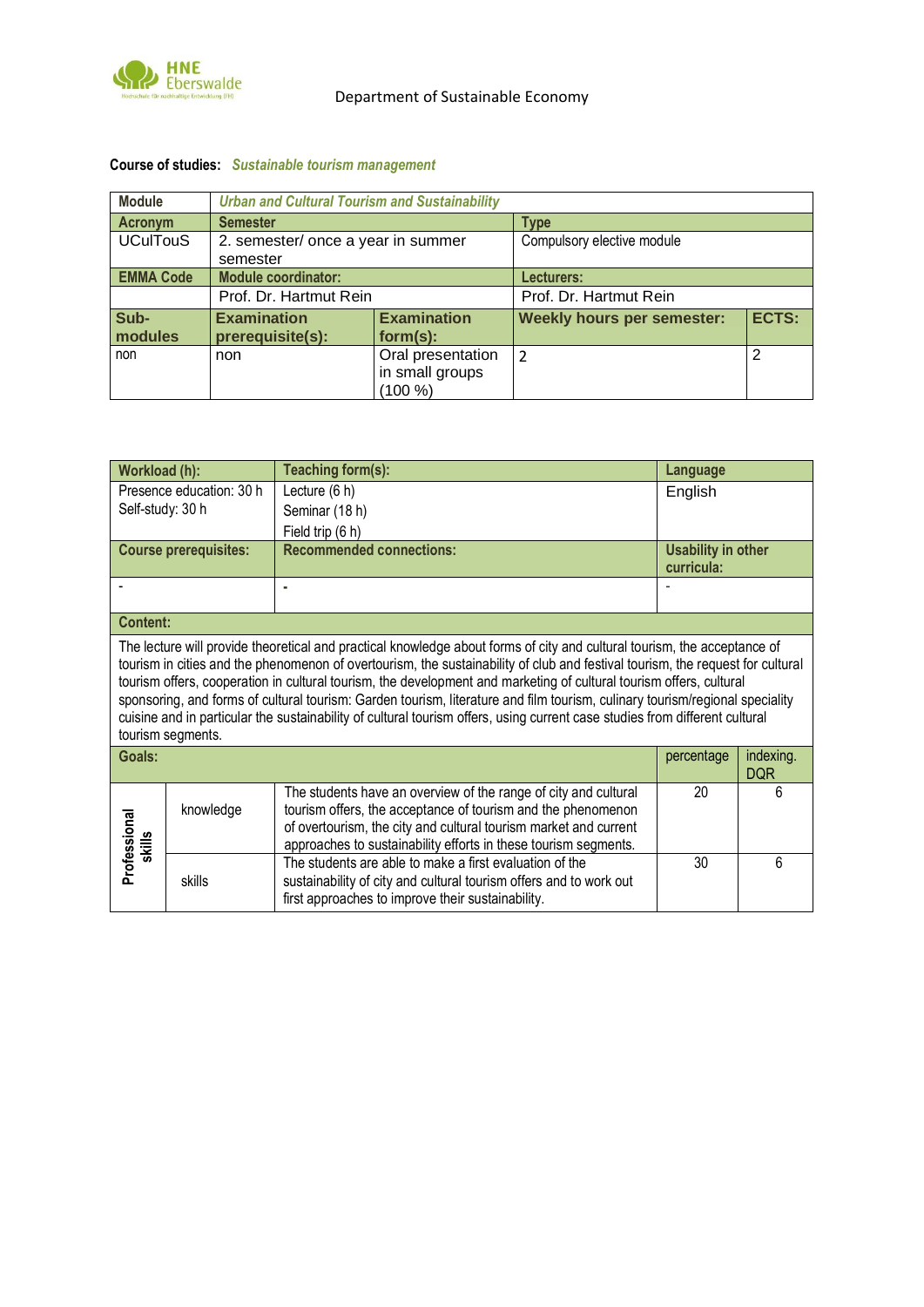Department of Sustainable Economy

**Course of studies:** ***Sustainable tourism management***

| **Module** | ***Urban and Cultural Tourism and Sustainability*** | | | |
|---|---|---|---|---|
| **Acronym** | **Semester** | | **Type** | |
| UCulTouS | 2. semester/ once a year in summer semester | | Compulsory elective module | |
| **EMMA Code** | **Module coordinator:** | | **Lecturers:** | |
| | Prof. Dr. Hartmut Rein | | Prof. Dr. Hartmut Rein | |
| **Sub-modules** | **Examination prerequisite(s):** | **Examination form(s):** | **Weekly hours per semester:** | **ECTS:** |
| non | non | Oral presentation in small groups (100 %) | 2 | 2 |

| **Workload (h):** | **Teaching form(s):** | **Language** |
|---|---|---|
| Presence education: 30 h<br>Self-study: 30 h | Lecture (6 h)<br>Seminar (18 h)<br>Field trip (6 h) | English |
| **Course prerequisites:** | **Recommended connections:** | **Usability in other curricula:** |
| - | - | - |

**Content:**

The lecture will provide theoretical and practical knowledge about forms of city and cultural tourism, the acceptance of tourism in cities and the phenomenon of overtourism, the sustainability of club and festival tourism, the request for cultural tourism offers, cooperation in cultural tourism, the development and marketing of cultural tourism offers, cultural sponsoring, and forms of cultural tourism: Garden tourism, literature and film tourism, culinary tourism/regional speciality cuisine and in particular the sustainability of cultural tourism offers, using current case studies from different cultural tourism segments.

| **Goals:** | | | percentage | indexing. DQR |
|---|---|---|---|---|
| **Professional skills** | knowledge | The students have an overview of the range of city and cultural tourism offers, the acceptance of tourism and the phenomenon of overtourism, the city and cultural tourism market and current approaches to sustainability efforts in these tourism segments. | 20 | 6 |
| | skills | The students are able to make a first evaluation of the sustainability of city and cultural tourism offers and to work out first approaches to improve their sustainability. | 30 | 6 |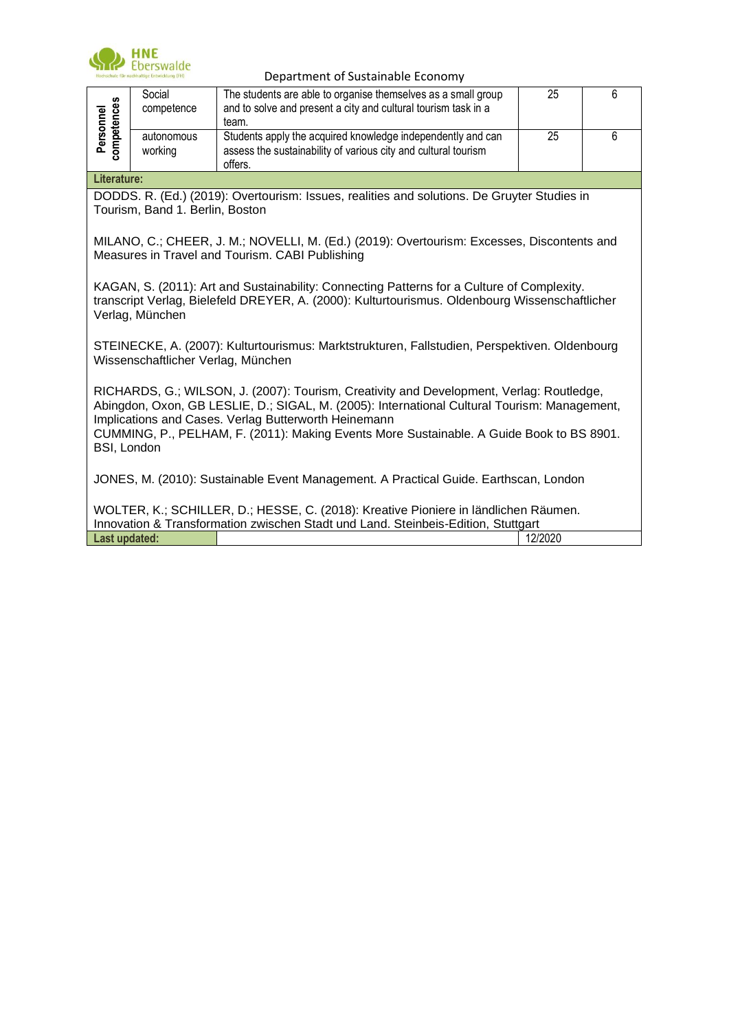Department of Sustainable Economy

| | | | | |
|---|---|---|---|---|
| Personnel competences | Social competence | The students are able to organise themselves as a small group and to solve and present a city and cultural tourism task in a team. | 25 | 6 |
| | autonomous working | Students apply the acquired knowledge independently and can assess the sustainability of various city and cultural tourism offers. | 25 | 6 |

**Literature:**

DODDS. R. (Ed.) (2019): Overtourism: Issues, realities and solutions. De Gruyter Studies in Tourism, Band 1. Berlin, Boston

MILANO, C.; CHEER, J. M.; NOVELLI, M. (Ed.) (2019): Overtourism: Excesses, Discontents and Measures in Travel and Tourism. CABI Publishing

KAGAN, S. (2011): Art and Sustainability: Connecting Patterns for a Culture of Complexity. transcript Verlag, Bielefeld DREYER, A. (2000): Kulturtourismus. Oldenbourg Wissenschaftlicher Verlag, München

STEINECKE, A. (2007): Kulturtourismus: Marktstrukturen, Fallstudien, Perspektiven. Oldenbourg Wissenschaftlicher Verlag, München

RICHARDS, G.; WILSON, J. (2007): Tourism, Creativity and Development, Verlag: Routledge, Abingdon, Oxon, GB LESLIE, D.; SIGAL, M. (2005): International Cultural Tourism: Management, Implications and Cases. Verlag Butterworth Heinemann
CUMMING, P., PELHAM, F. (2011): Making Events More Sustainable. A Guide Book to BS 8901. BSI, London

JONES, M. (2010): Sustainable Event Management. A Practical Guide. Earthscan, London

WOLTER, K.; SCHILLER, D.; HESSE, C. (2018): Kreative Pioniere in ländlichen Räumen. Innovation & Transformation zwischen Stadt und Land. Steinbeis-Edition, Stuttgart

**Last updated:** 12/2020